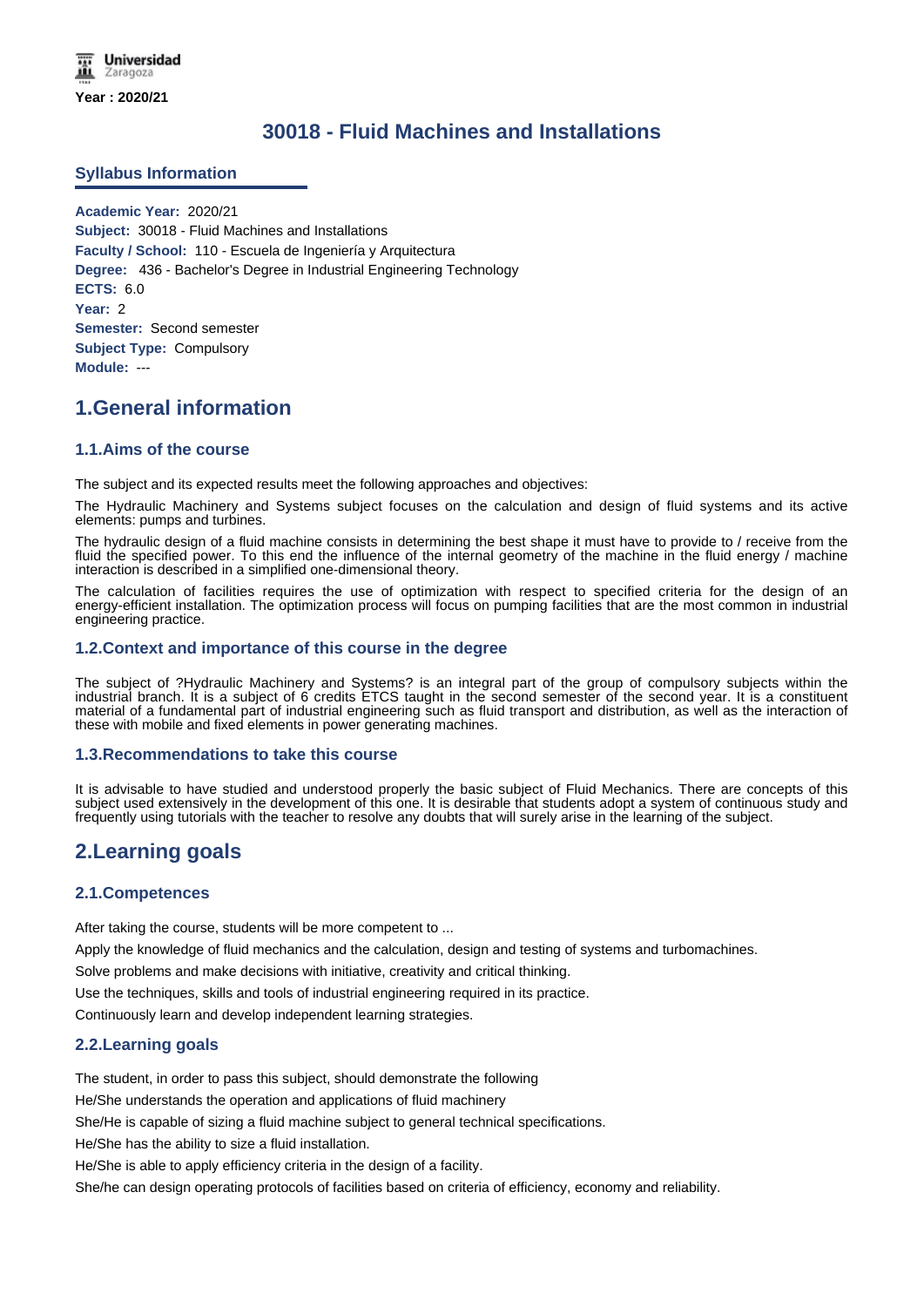Universidad Zaragoza

Year : 2020/21

# 30018 - Fluid Machines and Installations

## Syllabus Information

**Academic Year:** 2020/21
**Subject:** 30018 - Fluid Machines and Installations
**Faculty / School:** 110 - Escuela de Ingeniería y Arquitectura
**Degree:** 436 - Bachelor's Degree in Industrial Engineering Technology
**ECTS:** 6.0
**Year:** 2
**Semester:** Second semester
**Subject Type:** Compulsory
**Module:** ---

# 1.General information

## 1.1.Aims of the course

The subject and its expected results meet the following approaches and objectives:

The Hydraulic Machinery and Systems subject focuses on the calculation and design of fluid systems and its active elements: pumps and turbines.

The hydraulic design of a fluid machine consists in determining the best shape it must have to provide to / receive from the fluid the specified power. To this end the influence of the internal geometry of the machine in the fluid energy / machine interaction is described in a simplified one-dimensional theory.

The calculation of facilities requires the use of optimization with respect to specified criteria for the design of an energy-efficient installation. The optimization process will focus on pumping facilities that are the most common in industrial engineering practice.

## 1.2.Context and importance of this course in the degree

The subject of ?Hydraulic Machinery and Systems? is an integral part of the group of compulsory subjects within the industrial branch. It is a subject of 6 credits ETCS taught in the second semester of the second year. It is a constituent material of a fundamental part of industrial engineering such as fluid transport and distribution, as well as the interaction of these with mobile and fixed elements in power generating machines.

## 1.3.Recommendations to take this course

It is advisable to have studied and understood properly the basic subject of Fluid Mechanics. There are concepts of this subject used extensively in the development of this one. It is desirable that students adopt a system of continuous study and frequently using tutorials with the teacher to resolve any doubts that will surely arise in the learning of the subject.

# 2.Learning goals

## 2.1.Competences

After taking the course, students will be more competent to ...

Apply the knowledge of fluid mechanics and the calculation, design and testing of systems and turbomachines.

Solve problems and make decisions with initiative, creativity and critical thinking.

Use the techniques, skills and tools of industrial engineering required in its practice.

Continuously learn and develop independent learning strategies.

## 2.2.Learning goals

The student, in order to pass this subject, should demonstrate the following

He/She understands the operation and applications of fluid machinery

She/He is capable of sizing a fluid machine subject to general technical specifications.

He/She has the ability to size a fluid installation.

He/She is able to apply efficiency criteria in the design of a facility.

She/he can design operating protocols of facilities based on criteria of efficiency, economy and reliability.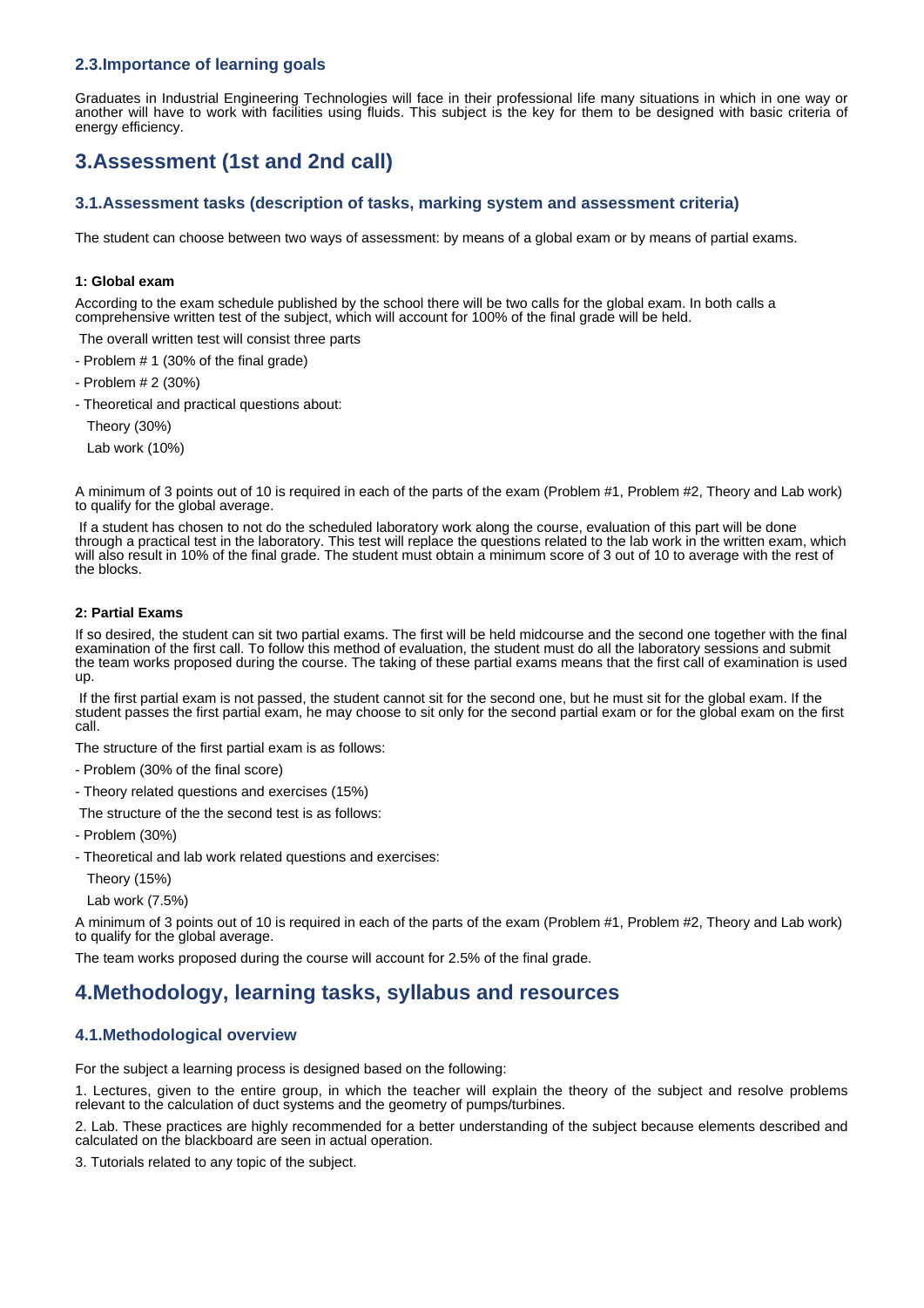### 2.3.Importance of learning goals

Graduates in Industrial Engineering Technologies will face in their professional life many situations in which in one way or another will have to work with facilities using fluids. This subject is the key for them to be designed with basic criteria of energy efficiency.

## 3.Assessment (1st and 2nd call)

### 3.1.Assessment tasks (description of tasks, marking system and assessment criteria)

The student can choose between two ways of assessment: by means of a global exam or by means of partial exams.

**1: Global exam**

According to the exam schedule published by the school there will be two calls for the global exam. In both calls a comprehensive written test of the subject, which will account for 100% of the final grade will be held.

The overall written test will consist three parts

- Problem # 1 (30% of the final grade)
- Problem # 2 (30%)
- Theoretical and practical questions about:

  Theory (30%)

  Lab work (10%)

A minimum of 3 points out of 10 is required in each of the parts of the exam (Problem #1, Problem #2, Theory and Lab work) to qualify for the global average.

If a student has chosen to not do the scheduled laboratory work along the course, evaluation of this part will be done through a practical test in the laboratory. This test will replace the questions related to the lab work in the written exam, which will also result in 10% of the final grade. The student must obtain a minimum score of 3 out of 10 to average with the rest of the blocks.

**2: Partial Exams**

If so desired, the student can sit two partial exams. The first will be held midcourse and the second one together with the final examination of the first call. To follow this method of evaluation, the student must do all the laboratory sessions and submit the team works proposed during the course. The taking of these partial exams means that the first call of examination is used up.

If the first partial exam is not passed, the student cannot sit for the second one, but he must sit for the global exam. If the student passes the first partial exam, he may choose to sit only for the second partial exam or for the global exam on the first call.

The structure of the first partial exam is as follows:

- Problem (30% of the final score)
- Theory related questions and exercises (15%)

The structure of the the second test is as follows:

- Problem (30%)
- Theoretical and lab work related questions and exercises:

  Theory (15%)

  Lab work (7.5%)

A minimum of 3 points out of 10 is required in each of the parts of the exam (Problem #1, Problem #2, Theory and Lab work) to qualify for the global average.

The team works proposed during the course will account for 2.5% of the final grade.

## 4.Methodology, learning tasks, syllabus and resources

### 4.1.Methodological overview

For the subject a learning process is designed based on the following:

1. Lectures, given to the entire group, in which the teacher will explain the theory of the subject and resolve problems relevant to the calculation of duct systems and the geometry of pumps/turbines.

2. Lab. These practices are highly recommended for a better understanding of the subject because elements described and calculated on the blackboard are seen in actual operation.

3. Tutorials related to any topic of the subject.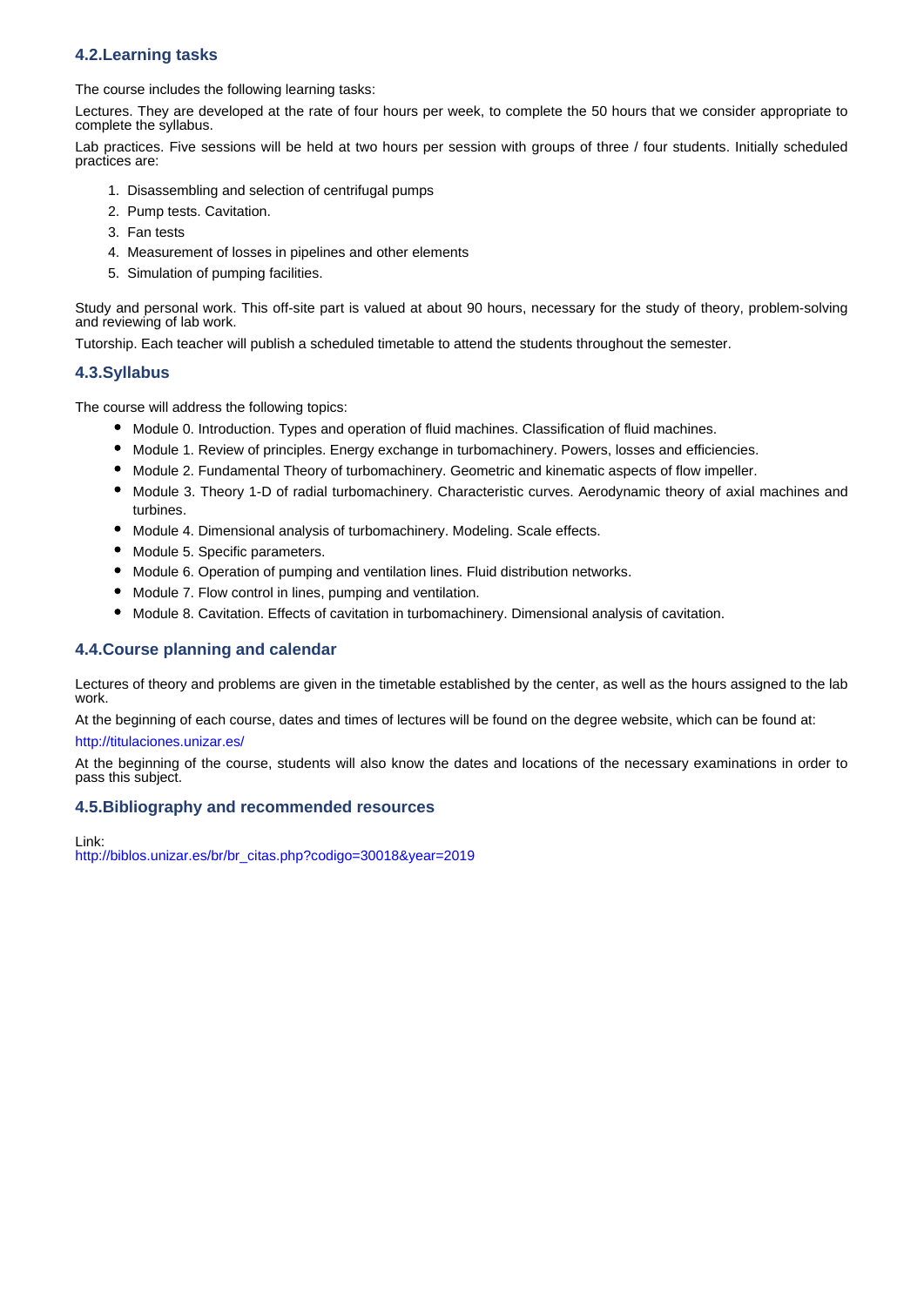### 4.2.Learning tasks

The course includes the following learning tasks:

Lectures. They are developed at the rate of four hours per week, to complete the 50 hours that we consider appropriate to complete the syllabus.

Lab practices. Five sessions will be held at two hours per session with groups of three / four students. Initially scheduled practices are:

1. Disassembling and selection of centrifugal pumps
2. Pump tests. Cavitation.
3. Fan tests
4. Measurement of losses in pipelines and other elements
5. Simulation of pumping facilities.

Study and personal work. This off-site part is valued at about 90 hours, necessary for the study of theory, problem-solving and reviewing of lab work.

Tutorship. Each teacher will publish a scheduled timetable to attend the students throughout the semester.

### 4.3.Syllabus

The course will address the following topics:

- Module 0. Introduction. Types and operation of fluid machines. Classification of fluid machines.
- Module 1. Review of principles. Energy exchange in turbomachinery. Powers, losses and efficiencies.
- Module 2. Fundamental Theory of turbomachinery. Geometric and kinematic aspects of flow impeller.
- Module 3. Theory 1-D of radial turbomachinery. Characteristic curves. Aerodynamic theory of axial machines and turbines.
- Module 4. Dimensional analysis of turbomachinery. Modeling. Scale effects.
- Module 5. Specific parameters.
- Module 6. Operation of pumping and ventilation lines. Fluid distribution networks.
- Module 7. Flow control in lines, pumping and ventilation.
- Module 8. Cavitation. Effects of cavitation in turbomachinery. Dimensional analysis of cavitation.

### 4.4.Course planning and calendar

Lectures of theory and problems are given in the timetable established by the center, as well as the hours assigned to the lab work.

At the beginning of each course, dates and times of lectures will be found on the degree website, which can be found at:

http://titulaciones.unizar.es/

At the beginning of the course, students will also know the dates and locations of the necessary examinations in order to pass this subject.

### 4.5.Bibliography and recommended resources

Link:
http://biblos.unizar.es/br/br_citas.php?codigo=30018&year=2019